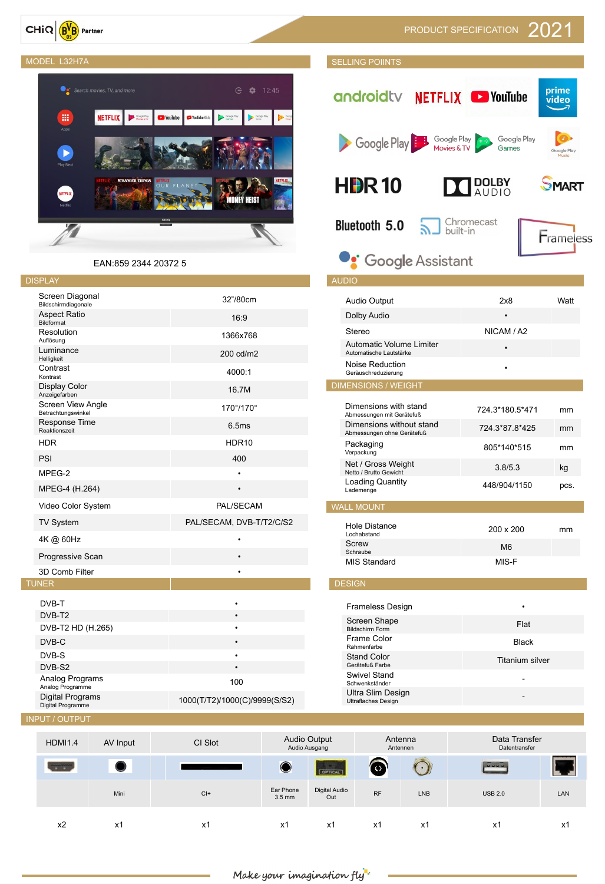CHiQ | BVB Partner

# PRODUCT SPECIFICATION 2021

## MODEL L32H7A

EAN:859 2344 20372 5

## SELLING POIINTS

androidtv, NETFLIX, YouTube, prime video, Google Play, Google Play Movies & TV, Google Play Games, Google Play Music, HDR10, DOLBY AUDIO, SMART, Bluetooth 5.0, Chromecast built-in, Frameless, Google Assistant

## DISPLAY

| | |
|---|---|
| Screen Diagonal<br>Bildschirmdiagonale | 32"/80cm |
| Aspect Ratio<br>Bildformat | 16:9 |
| Resolution<br>Auflösung | 1366x768 |
| Luminance<br>Helligkeit | 200 cd/m2 |
| Contrast<br>Kontrast | 4000:1 |
| Display Color<br>Anzeigefarben | 16.7M |
| Screen View Angle<br>Betrachtungswinkel | 170°/170° |
| Response Time<br>Reaktionszeit | 6.5ms |
| HDR | HDR10 |
| PSI | 400 |
| MPEG-2 | • |
| MPEG-4 (H.264) | • |
| Video Color System | PAL/SECAM |
| TV System | PAL/SECAM, DVB-T/T2/C/S2 |
| 4K @ 60Hz | • |
| Progressive Scan | • |
| 3D Comb Filter | • |

## TUNER

| | |
|---|---|
| DVB-T | • |
| DVB-T2 | • |
| DVB-T2 HD (H.265) | • |
| DVB-C | • |
| DVB-S | • |
| DVB-S2 | • |
| Analog Programs<br>Analog Programme | 100 |
| Digital Programs<br>Digital Programme | 1000(T/T2)/1000(C)/9999(S/S2) |

## AUDIO

| | | |
|---|---|---|
| Audio Output | 2x8 | Watt |
| Dolby Audio | • | |
| Stereo | NICAM / A2 | |
| Automatic Volume Limiter<br>Automatische Lautstärke | • | |
| Noise Reduction<br>Geräuschreduzierung | • | |

## DIMENSIONS / WEIGHT

| | | |
|---|---|---|
| Dimensions with stand<br>Abmessungen mit Gerätefuß | 724.3*180.5*471 | mm |
| Dimensions without stand<br>Abmessungen ohne Gerätefuß | 724.3*87.8*425 | mm |
| Packaging<br>Verpackung | 805*140*515 | mm |
| Net / Gross Weight<br>Netto / Brutto Gewicht | 3.8/5.3 | kg |
| Loading Quantity<br>Lademenge | 448/904/1150 | pcs. |

## WALL MOUNT

| | | |
|---|---|---|
| Hole Distance<br>Lochabstand | 200 x 200 | mm |
| Screw<br>Schraube | M6 | |
| MIS Standard | MIS-F | |

## DESIGN

| | |
|---|---|
| Frameless Design | • |
| Screen Shape<br>Bildschirm Form | Flat |
| Frame Color<br>Rahmenfarbe | Black |
| Stand Color<br>Gerätefuß Farbe | Titanium silver |
| Swivel Stand<br>Schwenkständer | - |
| Ultra Slim Design<br>Ultraflaches Design | - |

## INPUT / OUTPUT

| HDMI1.4 | AV Input | CI Slot | Audio Output<br>Audio Ausgang | | Antenna<br>Antennen | | Data Transfer<br>Datentransfer | |
|---|---|---|---|---|---|---|---|---|
| | Mini | CI+ | Ear Phone 3.5 mm | Digital Audio Out | RF | LNB | USB 2.0 | LAN |
| x2 | x1 | x1 | x1 | x1 | x1 | x1 | x1 | x1 |

*Make your imagination fly*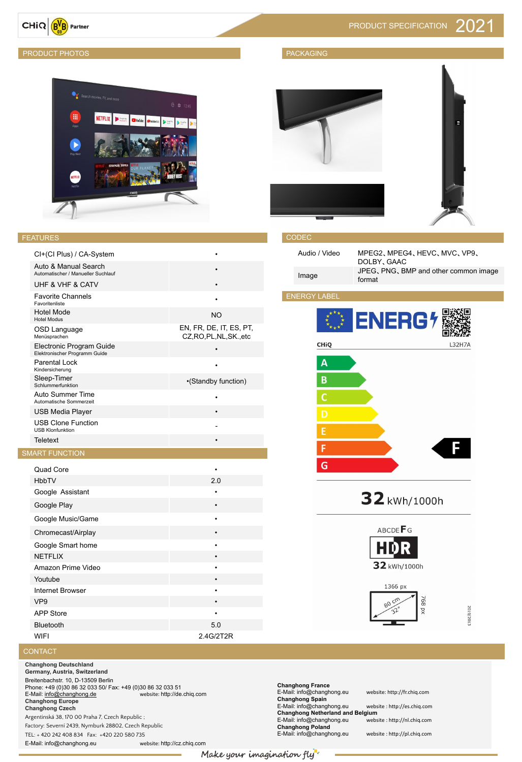# PRODUCT SPECIFICATION 2021

## PRODUCT PHOTOS

## PACKAGING

## FEATURES

| Feature | |
|---|---|
| CI+(CI Plus) / CA-System | • |
| Auto & Manual Search<br>Automatischer / Manueller Suchlauf | • |
| UHF & VHF & CATV | • |
| Favorite Channels<br>Favoritenliste | • |
| Hotel Mode<br>Hotel Modus | NO |
| OSD Language<br>Menüsprachen | EN, FR, DE, IT, ES, PT, CZ,RO,PL,NL,SK.,etc |
| Electronic Program Guide<br>Elektronischer Programm Guide | • |
| Parental Lock<br>Kindersicherung | • |
| Sleep-Timer<br>Schlummerfunktion | •(Standby function) |
| Auto Summer Time<br>Automatische Sommerzeit | • |
| USB Media Player | • |
| USB Clone Function<br>USB Klonfunktion | - |
| Teletext | • |

## SMART FUNCTION

| Function | |
|---|---|
| Quad Core | • |
| HbbTV | 2.0 |
| Google Assistant | • |
| Google Play | • |
| Google Music/Game | • |
| Chromecast/Airplay | • |
| Google Smart home | • |
| NETFLIX | • |
| Amazon Prime Video | • |
| Youtube | • |
| Internet Browser | • |
| VP9 | • |
| APP Store | • |
| Bluetooth | 5.0 |
| WIFI | 2.4G/2T2R |

## CODEC

| | |
|---|---|
| Audio / Video | MPEG2、MPEG4、HEVC、MVC、VP9、DOLBY、GAAC |
| Image | JPEG、PNG、BMP and other common image format |

## ENERGY LABEL

ENERGY

CHiQ L32H7A

A B C D E F G — F

32 kWh/1000h

ABCDE F G

HDR

32 kWh/1000h

1366 px × 768 px

80 cm 32"

2019/2013

## CONTACT

**Changhong Deutschland**
**Germany, Austria, Switzerland**
Breitenbachstr. 10, D-13509 Berlin
Phone: +49 (0)30 86 32 033 50/ Fax: +49 (0)30 86 32 033 51
E-Mail: info@changhong.de website: http://de.chiq.com

**Changhong Europe**
**Changhong Czech**
Argentinská 38, 170 00 Praha 7, Czech Republic ;
Factory: Severní 2439, Nymburk 28802, Czech Republic
TEL: + 420 242 408 834 Fax: +420 220 580 735
E-Mail: info@changhong.eu website: http://cz.chiq.com

**Changhong France**
E-Mail: info@changhong.eu website: http://fr.chiq.com

**Changhong Spain**
E-Mail: info@changhong.eu website : http://es.chiq.com

**Changhong Netherland and Belgium**
E-Mail: info@changhong.eu website : http://nl.chiq.com

**Changhong Poland**
E-Mail: info@changhong.eu website : http://pl.chiq.com

*Make your imagination fly*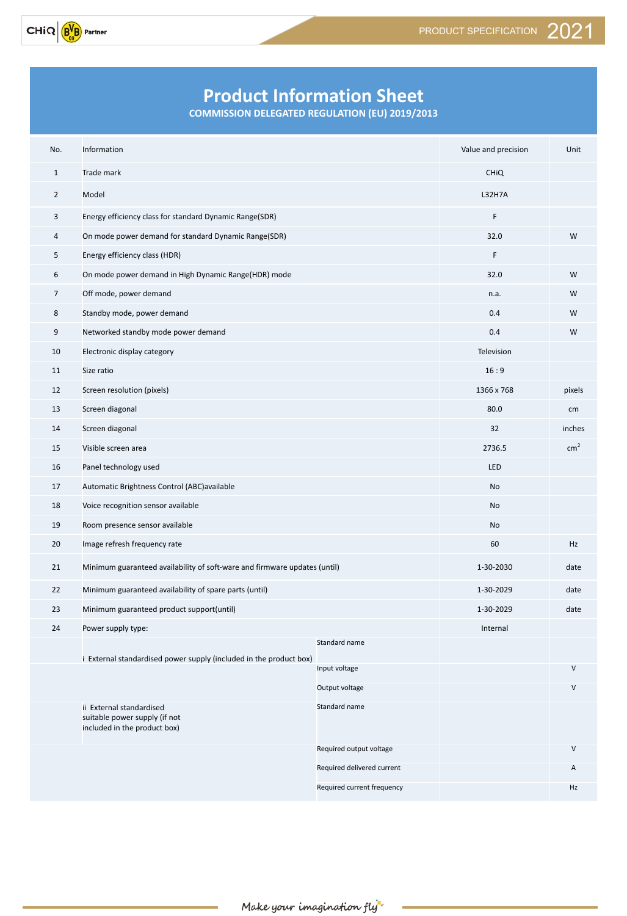# Product Information Sheet

**COMMISSION DELEGATED REGULATION (EU) 2019/2013**

| No. | Information | | Value and precision | Unit |
|---|---|---|---|---|
| 1 | Trade mark | | CHiQ | |
| 2 | Model | | L32H7A | |
| 3 | Energy efficiency class for standard Dynamic Range(SDR) | | F | |
| 4 | On mode power demand for standard Dynamic Range(SDR) | | 32.0 | W |
| 5 | Energy efficiency class (HDR) | | F | |
| 6 | On mode power demand in High Dynamic Range(HDR) mode | | 32.0 | W |
| 7 | Off mode, power demand | | n.a. | W |
| 8 | Standby mode, power demand | | 0.4 | W |
| 9 | Networked standby mode power demand | | 0.4 | W |
| 10 | Electronic display category | | Television | |
| 11 | Size ratio | | 16 : 9 | |
| 12 | Screen resolution (pixels) | | 1366 x 768 | pixels |
| 13 | Screen diagonal | | 80.0 | cm |
| 14 | Screen diagonal | | 32 | inches |
| 15 | Visible screen area | | 2736.5 | $cm^2$ |
| 16 | Panel technology used | | LED | |
| 17 | Automatic Brightness Control (ABC)available | | No | |
| 18 | Voice recognition sensor available | | No | |
| 19 | Room presence sensor available | | No | |
| 20 | Image refresh frequency rate | | 60 | Hz |
| 21 | Minimum guaranteed availability of soft-ware and firmware updates (until) | | 1-30-2030 | date |
| 22 | Minimum guaranteed availability of spare parts (until) | | 1-30-2029 | date |
| 23 | Minimum guaranteed product support(until) | | 1-30-2029 | date |
| 24 | Power supply type: | | Internal | |
| | i External standardised power supply (included in the product box) | Standard name | | |
| | | Input voltage | | V |
| | | Output voltage | | V |
| | ii External standardised suitable power supply (if not included in the product box) | Standard name | | |
| | | Required output voltage | | V |
| | | Required delivered current | | A |
| | | Required current frequency | | Hz |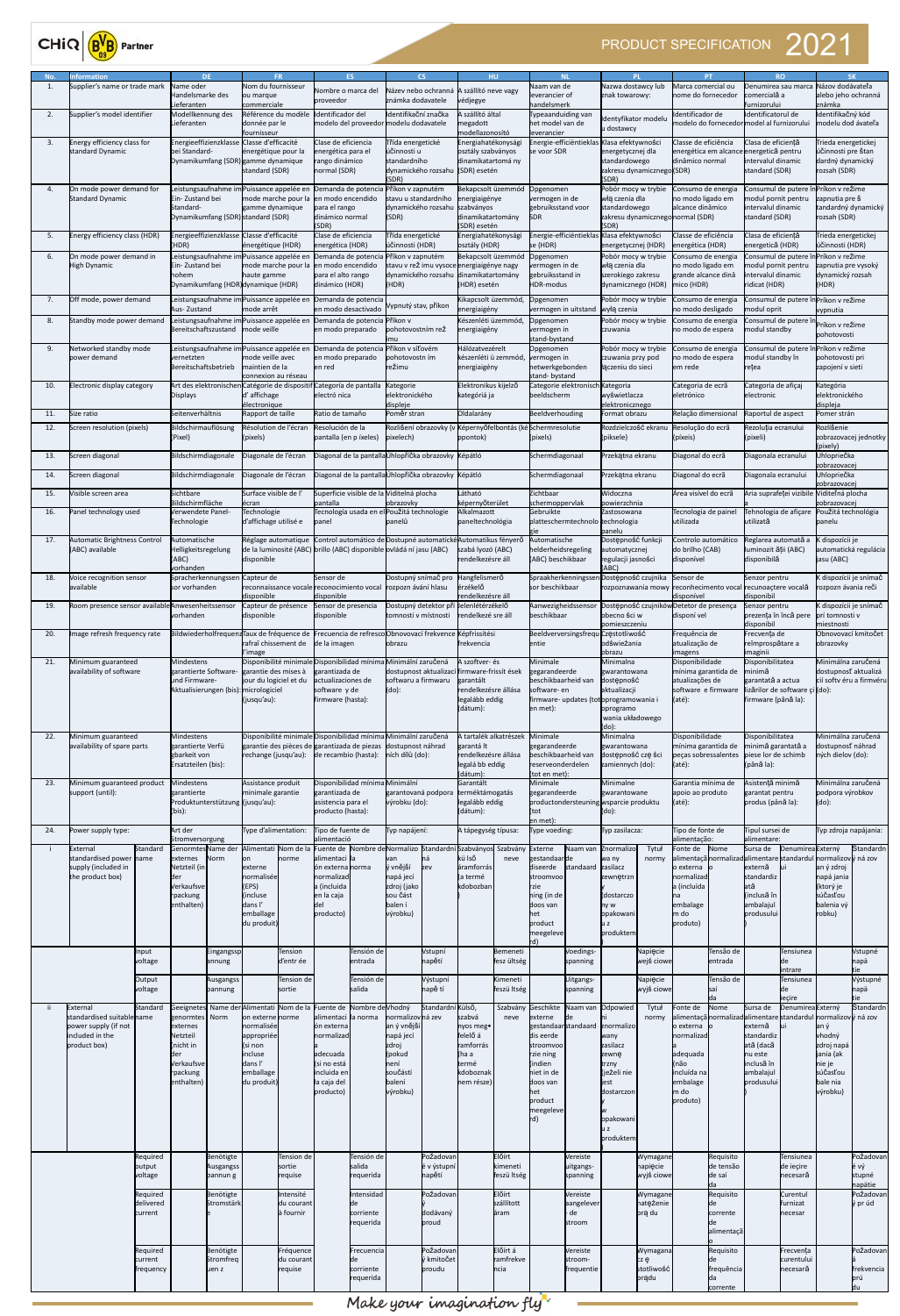| No. | Information | | DE | FR | ES | CS | HU | NL | PL | PT | RO | SK |
|---|---|---|---|---|---|---|---|---|---|---|---|---|
| 1. | Supplier's name or trade mark | | Name oder Handelsmarke des Lieferanten | Nom du fournisseur ou marque commerciale | Nombre o marca del proveedor | Název nebo ochranná známka dodavatele | A szállító neve vagy védjegye | Naam van de leverancier of handelsmerk | Nazwa dostawcy lub znak towarowy: | Marca comercial ou nome do fornecedor | Denumirea sau marca comercială a furnizorului | Názov dodávateľa alebo jeho ochranná známka |
| 2. | Supplier's model identifier | | Modellkennung des Lieferanten | Référence du modèle donnée par le fournisseur | Identificador del modelo del proveedor | Identifikační značka modelu dodavatele | A szállító által megadott modellazonosító | Typeaanduiding van het model van de leverancier | Identyfikator modelu dostawcy | Identificador de modelo do fornecedor | Identificatorul de model al furnizorului | Identifikačný kód modelu dodávateľa |
| 3. | Energy efficiency class for standard Dynamic | | Energieeffizienzklasse bei Standard-Dynamikumfang (SDR) | Classe d'efficacité énergétique pour la gamme dynamique standard (SDR) | Clase de eficiencia energética para el rango dinámico normal (SDR) | Třída energetické účinnosti v standardního dynamického rozsahu (SDR) | Energiahatékonysági osztály szabványos dinamikatartományú (SDR) esetén | Energie-efficiëntieklasse voor SDR | Klasa efektywności energetycznej dla standardowego zakresu dynamicznego (SDR) | Classe de eficiência energética em alcance dinâmico normal (SDR) | Clasa de eficiență energetică pentru intervalul dinamic standard (SDR) | Trieda energetickej účinnosti pre štandardný dynamický rozsah (SDR) |
| 4. | On mode power demand for Standard Dynamic | | Leistungsaufnahme im Ein-Zustand bei Standard-Dynamikumfang (SDR) | Puissance appelée en mode marche pour la gamme dynamique standard (SDR) | Demanda de potencia en modo encendido para el rango dinámico normal (SDR) | Příkon v zapnutém stavu u standardního dynamického rozsahu (SDR) | Bekapcsolt üzemmód energiaigénye szabványos dinamikatartományú (SDR) esetén | Opgenomen vermogen in de gebruiksstand voor SDR | Pobór mocy w trybie włączenia dla standardowego zakresu dynamicznego (SDR) | Consumo de energia no modo ligado em alcance dinâmico normal (SDR) | Consumul de putere în modul pornit pentru intervalul dinamic standard (SDR) | Príkon v režime zapnutia pre štandardný dynamický rozsah (SDR) |
| 5. | Energy efficiency class (HDR) | | Energieeffizienzklasse (HDR) | Classe d'efficacité énergétique (HDR) | Clase de eficiencia energética (HDR) | Třída energetické účinnosti (HDR) | Energiahatékonysági osztály (HDR) | Energie-efficiëntieklasse (HDR) | Klasa efektywności energetycznej (HDR) | Classe de eficiência energética (HDR) | Clasa de eficiență energetică (HDR) | Trieda energetickej účinnosti (HDR) |
| 6. | On mode power demand in High Dynamic | | Leistungsaufnahme im Ein-Zustand bei hohem Dynamikumfang (HDR) | Puissance appelée en mode marche pour la haute gamme dynamique (HDR) | Demanda de potencia en modo encendido para el alto rango dinámico (HDR) | Příkon v zapnutém stavu v režimu vysoce dynamického rozsahu (HDR) | Bekapcsolt üzemmód energiaigénye nagy dinamikatartományú (HDR) esetén | Opgenomen vermogen in de gebruiksstand in HDR-modus | Pobór mocy w trybie włączenia dla szerokiego zakresu dynamicznego (HDR) | Consumo de energia no modo ligado em grande alcance dinâmico (HDR) | Consumul de putere în modul pornit pentru intervalul dinamic ridicat (HDR) | Príkon v režime zapnutia pre vysoký dynamický rozsah (HDR) |
| 7. | Off mode, power demand | | Leistungsaufnahme im Aus-Zustand | Puissance appelée en mode arrêt | Demanda de potencia en modo desactivado | Vypnutý stav, příkon | Kikapcsolt üzemmód, energiaigény | Opgenomen vermogen in uitstand | Pobór mocy w trybie wyłączenia | Consumo de energia no modo desligado | Consumul de putere în modul oprit | Príkon v režime vypnutia |
| 8. | Standby mode power demand | | Leistungsaufnahme im Bereitschaftszustand | Puissance appelée en mode veille | Demanda de potencia en modo preparado | Příkon v pohotovostním režimu | Készenléti üzemmód, energiaigény | Opgenomen vermogen in de stand-bystand | Pobór mocy w trybie czuwania | Consumo de energia no modo de espera | Consumul de putere în modul standby | Príkon v režime pohotovosti |
| 9. | Networked standby mode power demand | | Leistungsaufnahme im vernetzten Bereitschaftsbetrieb | Puissance appelée en mode veille avec maintien de la connexion au réseau | Demanda de potencia en modo preparado en red | Příkon v síťovém pohotovostním režimu | Hálózatvezérelt készenléti üzemmód, energiaigény | Opgenomen vermogen in netwerkgebonden stand- bystand | Pobór mocy w trybie czuwania przy podłączeniu do sieci | Consumo de energia no modo de espera em rede | Consumul de putere în modul standby în rețea | Príkon v režime pohotovosti pri zapojení v sieti |
| 10. | Electronic display category | | Art des elektronischen Displays | Catégorie de dispositif d' affichage électronique | Categoría de pantalla electró nica | Kategorie elektronického displeje | Elektronikus kijelző kategóriája | Categorie elektronisch beeldscherm | Kategoria wyświetlacza elektronicznego | Categoria de ecrã eletrónico | Categoria de afișaj electronic | Kategória elektronického displeja |
| 11. | Size ratio | | Seitenverhältnis | Rapport de taille | Ratio de tamaño | Poměr stran | Oldalarány | Beeldverhouding | Format obrazu | Relação dimensional | Raportul de aspect | Pomer strán |
| 12. | Screen resolution (pixels) | | Bildschirmauflösung (Pixel) | Résolution de l'écran (pixels) | Resolución de la pantalla (en píxeles) | Rozlišení obrazovky (v pixelech) | Képernyőfelbontás (képpontok) | Schermresolutie (pixels) | Rozdzielczość ekranu (piksele) | Resolução do ecrã (píxeis) | Rezoluția ecranului (pixeli) | Rozlíšenie zobrazovacej jednotky (pixely) |
| 13. | Screen diagonal | | Bildschirmdiagonale | Diagonale de l'écran | Diagonal de la pantalla | Úhlopříčka obrazovky | Képátló | Schermdiagonaal | Przekątna ekranu | Diagonal do ecrã | Diagonala ecranului | Uhlopriečka zobrazovacej |
| 14. | Screen diagonal | | Bildschirmdiagonale | Diagonale de l'écran | Diagonal de la pantalla | Úhlopříčka obrazovky | Képátló | Schermdiagonaal | Przekątna ekranu | Diagonal do ecrã | Diagonala ecranului | Uhlopriečka zobrazovacej |
| 15. | Visible screen area | | Sichtbare Bildschirmfläche | Surface visible de l' écran | Superficie visible de la pantalla | Viditelná plocha obrazovky | Látható képernyőterület | Zichtbaar schermoppervlak | Widoczna powierzchnia ekranu | Área visível do ecrã | Aria suprafeței vizibile a ecranului | Viditeľná plocha zobrazovacej |
| 16. | Panel technology used | | Verwendete Panel-Technologie | Technologie d'affichage utilisée | Tecnología usada en el panel | Použitá technologie panelů | Alkalmazott paneltechnológia | Gebruikte plattescherm­technologie | Zastosowana technologia panelu | Tecnologia de painel utilizada | Tehnologia de afișare utilizată | Použitá technológia panelu |
| 17. | Automatic Brightness Control (ABC) available | | Automatische Helligkeitsregelung (ABC) vorhanden | Réglage automatique de la luminosité (ABC) disponible | Control automático del brillo (ABC) disponible | Dostupné automatické ovládání jasu (ABC) | Automatikus fényerő szabályozó (ABC) rendelkezésre áll | Automatische helderheidsregeling (ABC) beschikbaar | Dostępność funkcji automatycznej regulacji jasności (ABC) | Controlo automático do brilho (CAB) disponível | Reglarea automată a luminozității (ABC) disponibilă | K dispozícii je automatická regulácia jasu (ABC) |
| 18. | Voice recognition sensor available | | Spracherkennungssensor vorhanden | Capteur de reconnaissance vocale disponible | Sensor de reconocimiento vocal disponible | Dostupný snímač pro rozpoznávání hlasu | Hangfelismerő érzékelő rendelkezésre áll | Spraakherkenningssensor beschikbaar | Dostępność czujnika rozpoznawania mowy | Sensor de reconhecimento vocal disponível | Senzor pentru recunoaștere vocală disponibil | K dispozícii je snímač rozpoznávania reči |
| 19. | Room presence sensor available | | Anwesenheitssensor vorhanden | Capteur de présence disponible | Sensor de presencia disponible | Dostupný detektor přítomnosti v místnosti | Jelenlétérzékelő rendelkezésre áll | Aanwezigheidssensor beschikbaar | Dostępność czujnika obecności w pomieszczeniu | Detetor de presença disponível | Senzor pentru prezența în încăpere disponibil | K dispozícii je snímač prítomnosti v miestnosti |
| 20. | Image refresh frequency rate | | Bildwiederholfrequenz | Taux de fréquence de rafraîchissement de l'image | Frecuencia de refresco de la imagen | Obnovovací frekvence obrazu | Képfrissítési frekvencia | Beeldverversingsfrequentie | Częstotliwość odświeżania obrazu | Frequência de atualização de imagens | Frecvența de reîmprospătare a imaginii | Obnovovací kmitočet obrazovky |
| 21. | Minimum guaranteed availability of software | | Mindestens garantierte Software- und Firmware-Aktualisierungen (bis): | Disponibilité minimale garantie des mises à jour du logiciel et du micrologiciel (jusqu'au): | Disponibilidad mínima garantizada de actualizaciones de software y de firmware (hasta): | Minimální zaručená dostupnost aktualizací softwaru a firmwaru (do): | A szoftver- és firmware-frissítések garantált rendelkezésre állása legalább eddig (dátum): | Minimale gegarandeerde beschikbaarheid van software- en firmware- updates (tot en met): | Minimalna gwarantowana dostępność aktualizacji oprogramowania i oprogramowania układowego (do): | Disponibilidade mínima garantida de atualizações de software e firmware (até): | Disponibilitatea minimă garantată a actualizărilor de software și firmware (până la): | Minimálna zaručená dostupnosť aktualizácií softvéru a firmvéru (do): |
| 22. | Minimum guaranteed availability of spare parts | | Mindestens garantierte Verfügbarkeit von Ersatzteilen (bis): | Disponibilité minimale garantie des pièces de rechange (jusqu'au): | Disponibilidad mínima garantizada de piezas de recambio (hasta): | Minimální zaručená dostupnost náhradních dílů (do): | A tartalék alkatrészek garantált rendelkezésre állása legalább eddig (dátum): | Minimale gegarandeerde beschikbaarheid van reserveonderdelen (tot en met): | Minimalna gwarantowana dostępność części zamiennych (do): | Disponibilidade mínima garantida de peças sobressalentes (até): | Disponibilitatea minimă garantată a pieselor de schimb (până la): | Minimálna zaručená dostupnosť náhradných dielov (do): |
| 23. | Minimum guaranteed product support (until): | | Mindestens garantierte Produktunterstützung (bis): | Assistance produit minimale garantie (jusqu'au): | Disponibilidad mínima garantizada de asistencia para el producto (hasta): | Minimální garantovaná podpora výrobku (do): | Garantált terméktámogatás legalább eddig (dátum): | Minimale gegarandeerde productondersteuning (tot en met): | Minimalne gwarantowane wsparcie produktu (do): | Garantia mínima de apoio ao produto (até): | Asistență minimă garantat pentru produs (până la): | Minimálna zaručená podpora výrobkov (do): |
| 24. | Power supply type: | | Art der Stromversorgung | Type d'alimentation: | Tipo de fuente de alimentación | Typ napájení: | A tápegység típusa: | Type voeding: | Typ zasilacza: | Tipo de fonte de alimentação: | Tipul sursei de alimentare: | Typ zdroja napájania: |
| i | External standardised power supply (included in the product box) | | Genormtes externes Netzteil (in der Verkaufsverpackung enthalten) | Alimentation externe normalisée (EPS) (incluse dans l'emballage du produit) | Fuente de alimentación externa normalizada (incluida en la caja del producto) | Normalizovaný vnější napájecí zdroj (jako součást balení výrobku) | Szabványos áramforrás (a termék dobozban) | Externe gestandaardiseerde stroomvoorziening (in de doos van het product meegeleverd) | Znormalizowany zasilacz zewnętrzny (dostarczony w opakowaniu z produktem) | Fonte de alimentação externa normalizada (incluída na embalagem do produto) | Sursa de alimentare externă standardizată (inclusă în ambalajul produsului) | Externý normalizovaný zdroj napájania (ktorý je súčasťou balenia výrobku) |
| | | Standard name | Name der Norm | Nom de la norme | Nombre de la norma | Standardní název | Szabvány neve | Naam van de standaard | Tytuł normy | Nome normalizado | Denumirea standardului | Štandardný názov |
| | | Input voltage | Eingangsspannung | Tension d'entrée | Tensión de entrada | Vstupní napětí | Bemeneti feszültség | Voedingsspanning | Napięcie wejściowe | Tensão de entrada | Tensiunea de intrare | Vstupné napätie |
| | | Output voltage | Ausgangsspannung | Tension de sortie | Tensión de salida | Výstupní napětí | Kimeneti feszültség | Uitgangsspanning | Napięcie wyjściowe | Tensão de saída | Tensiunea de ieșire | Výstupné napätie |
| ii | External standardised suitable power supply (if not included in the product box) | | Geeignetes genormtes externes Netzteil (nicht in der Verkaufsverpackung enthalten) | Alimentation externe normalisée appropriée (si non incluse dans l'emballage du produit) | Fuente de alimentación externa normalizada adecuada (si no está incluida en la caja del producto) | Vhodný normalizovaný vnější napájecí zdroj (pokud není součástí balení výrobku) | Külső, szabványos megfelelő áramforrás (ha a termék dobozban nem része) | Geschikte externe gestandaardiseerde stroomvoorziening (indien niet in de doos van het product meegeleverd) | Odpowiedni znormalizowany zasilacz zewnętrzny (jeżeli nie jest dostarczony w opakowaniu z produktem) | Fonte de alimentação externa normalizada adequada (não incluída na embalagem do produto) | Sursa de alimentare externă standardizată (dacă nu este inclusă în ambalajul produsului) | Externý vhodný zdroj napájania (ak nie je súčasťou balenia výrobku) |
| | | Standard name | Name der Norm | Nom de la norme | Nombre de la norma | Standardní název | Szabvány neve | Naam van de standaard | Tytuł normy | Nome normalizado | Denumirea standardului | Štandardný názov |
| | | Required output voltage | Benötigte Ausgangsspannung | Tension de sortie requise | Tensión de salida requerida | Požadované výstupní napětí | Előírt kimeneti feszültség | Vereiste uitgangsspanning | Wymagane napięcie wyjściowe | Requisito de tensão de saída | Tensiunea de ieșire necesară | Požadované výstupné napätie |
| | | Required delivered current | Benötigte Stromstärke | Intensité du courant à fournir | Intensidad de corriente requerida | Požadovaný dodávaný proud | Előírt szállított áram | Vereiste aangeleverde stroom | Wymagane natężenie prądu | Requisito de corrente de alimentação | Curentul furnizat necesar | Požadovaný prúd |
| | | Required current frequency | Benötigte Stromfrequenz | Fréquence du courant requise | Frecuencia de corriente requerida | Požadovaný kmitočet proudu | Előírt áramfrekvencia | Vereiste stroomfrequentie | Wymagana częstotliwość prądu | Requisito de frequência da corrente | Frecvența curentului necesară | Požadovaná frekvencia prúdu |